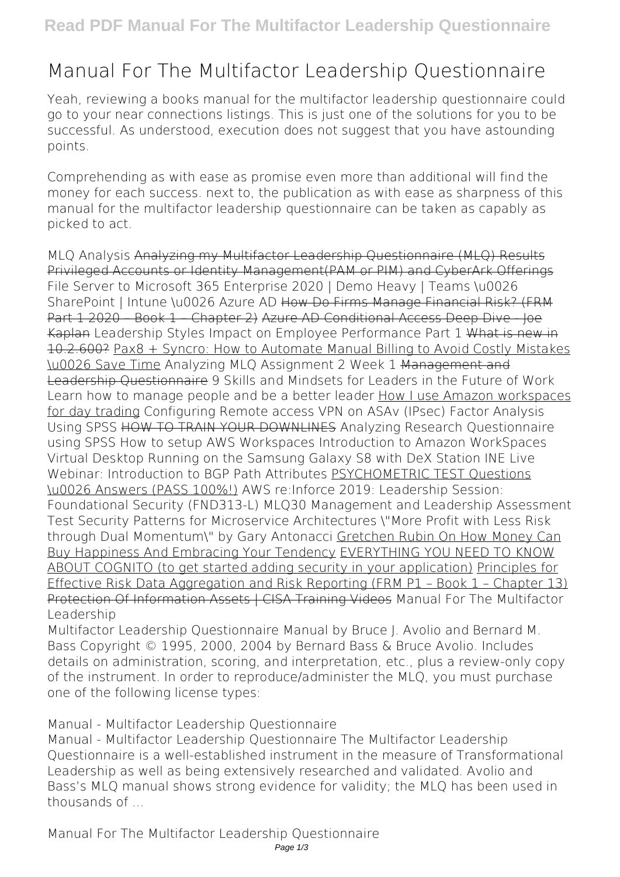# Manual For The Multifactor Leadership Questionnaire

Yeah, reviewing a books manual for the multifactor leadership questionnaire could go to your near connections listings. This is just one of the solutions for you to be successful. As understood, execution does not suggest that you have astounding points.

Comprehending as with ease as promise even more than additional will find the money for each success. next to, the publication as with ease as sharpness of this manual for the multifactor leadership questionnaire can be taken as capably as picked to act.

MLQ Analysis ~~Analyzing my Multifactor Leadership Questionnaire (MLQ) Results~~ ~~Privileged Accounts or Identity Management(PAM or PIM) and CyberArk Offerings~~ File Server to Microsoft 365 Enterprise 2020 | Demo Heavy | Teams \u0026 SharePoint | Intune \u0026 Azure AD ~~How Do Firms Manage Financial Risk? (FRM Part 1 2020 – Book 1 – Chapter 2)~~ ~~Azure AD Conditional Access Deep Dive - Joe Kaplan~~ Leadership Styles Impact on Employee Performance Part 1 ~~What is new in 10.2.600?~~ Pax8 + Syncro: How to Automate Manual Billing to Avoid Costly Mistakes \u0026 Save Time Analyzing MLQ Assignment 2 Week 1 ~~Management and Leadership Questionnaire~~ 9 Skills and Mindsets for Leaders in the Future of Work Learn how to manage people and be a better leader How I use Amazon workspaces for day trading Configuring Remote access VPN on ASAv (IPsec) Factor Analysis Using SPSS ~~HOW TO TRAIN YOUR DOWNLINES~~ Analyzing Research Questionnaire using SPSS How to setup AWS Workspaces Introduction to Amazon WorkSpaces Virtual Desktop Running on the Samsung Galaxy S8 with DeX Station INE Live Webinar: Introduction to BGP Path Attributes PSYCHOMETRIC TEST Questions \u0026 Answers (PASS 100%!) AWS re:Inforce 2019: Leadership Session: Foundational Security (FND313-L) MLQ30 Management and Leadership Assessment Test Security Patterns for Microservice Architectures \"More Profit with Less Risk through Dual Momentum\" by Gary Antonacci Gretchen Rubin On How Money Can Buy Happiness And Embracing Your Tendency EVERYTHING YOU NEED TO KNOW ABOUT COGNITO (to get started adding security in your application) Principles for Effective Risk Data Aggregation and Risk Reporting (FRM P1 – Book 1 – Chapter 13) ~~Protection Of Information Assets | CISA Training Videos~~ Manual For The Multifactor Leadership

Multifactor Leadership Questionnaire Manual by Bruce J. Avolio and Bernard M. Bass Copyright © 1995, 2000, 2004 by Bernard Bass & Bruce Avolio. Includes details on administration, scoring, and interpretation, etc., plus a review-only copy of the instrument. In order to reproduce/administer the MLQ, you must purchase one of the following license types:

Manual - Multifactor Leadership Questionnaire

Manual - Multifactor Leadership Questionnaire The Multifactor Leadership Questionnaire is a well-established instrument in the measure of Transformational Leadership as well as being extensively researched and validated. Avolio and Bass's MLQ manual shows strong evidence for validity; the MLQ has been used in thousands of ...

Manual For The Multifactor Leadership Questionnaire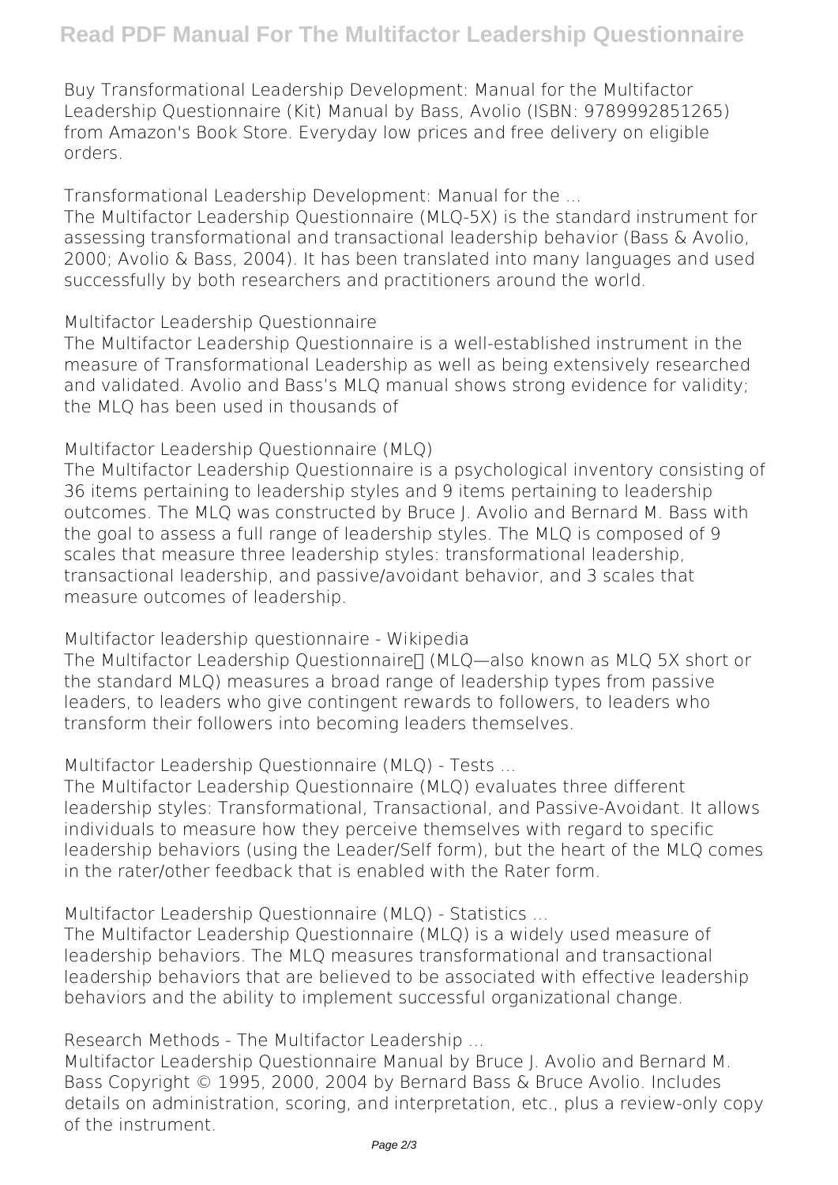Buy Transformational Leadership Development: Manual for the Multifactor Leadership Questionnaire (Kit) Manual by Bass, Avolio (ISBN: 9789992851265) from Amazon's Book Store. Everyday low prices and free delivery on eligible orders.

**Transformational Leadership Development: Manual for the ...**

The Multifactor Leadership Questionnaire (MLQ-5X) is the standard instrument for assessing transformational and transactional leadership behavior (Bass & Avolio, 2000; Avolio & Bass, 2004). It has been translated into many languages and used successfully by both researchers and practitioners around the world.

**Multifactor Leadership Questionnaire**

The Multifactor Leadership Questionnaire is a well-established instrument in the measure of Transformational Leadership as well as being extensively researched and validated. Avolio and Bass's MLQ manual shows strong evidence for validity; the MLQ has been used in thousands of

**Multifactor Leadership Questionnaire (MLQ)**

The Multifactor Leadership Questionnaire is a psychological inventory consisting of 36 items pertaining to leadership styles and 9 items pertaining to leadership outcomes. The MLQ was constructed by Bruce J. Avolio and Bernard M. Bass with the goal to assess a full range of leadership styles. The MLQ is composed of 9 scales that measure three leadership styles: transformational leadership, transactional leadership, and passive/avoidant behavior, and 3 scales that measure outcomes of leadership.

**Multifactor leadership questionnaire - Wikipedia**

The Multifactor Leadership Questionnaire (MLQ—also known as MLQ 5X short or the standard MLQ) measures a broad range of leadership types from passive leaders, to leaders who give contingent rewards to followers, to leaders who transform their followers into becoming leaders themselves.

**Multifactor Leadership Questionnaire (MLQ) - Tests ...**

The Multifactor Leadership Questionnaire (MLQ) evaluates three different leadership styles: Transformational, Transactional, and Passive-Avoidant. It allows individuals to measure how they perceive themselves with regard to specific leadership behaviors (using the Leader/Self form), but the heart of the MLQ comes in the rater/other feedback that is enabled with the Rater form.

**Multifactor Leadership Questionnaire (MLQ) - Statistics ...**

The Multifactor Leadership Questionnaire (MLQ) is a widely used measure of leadership behaviors. The MLQ measures transformational and transactional leadership behaviors that are believed to be associated with effective leadership behaviors and the ability to implement successful organizational change.

**Research Methods - The Multifactor Leadership ...**

Multifactor Leadership Questionnaire Manual by Bruce J. Avolio and Bernard M. Bass Copyright © 1995, 2000, 2004 by Bernard Bass & Bruce Avolio. Includes details on administration, scoring, and interpretation, etc., plus a review-only copy of the instrument.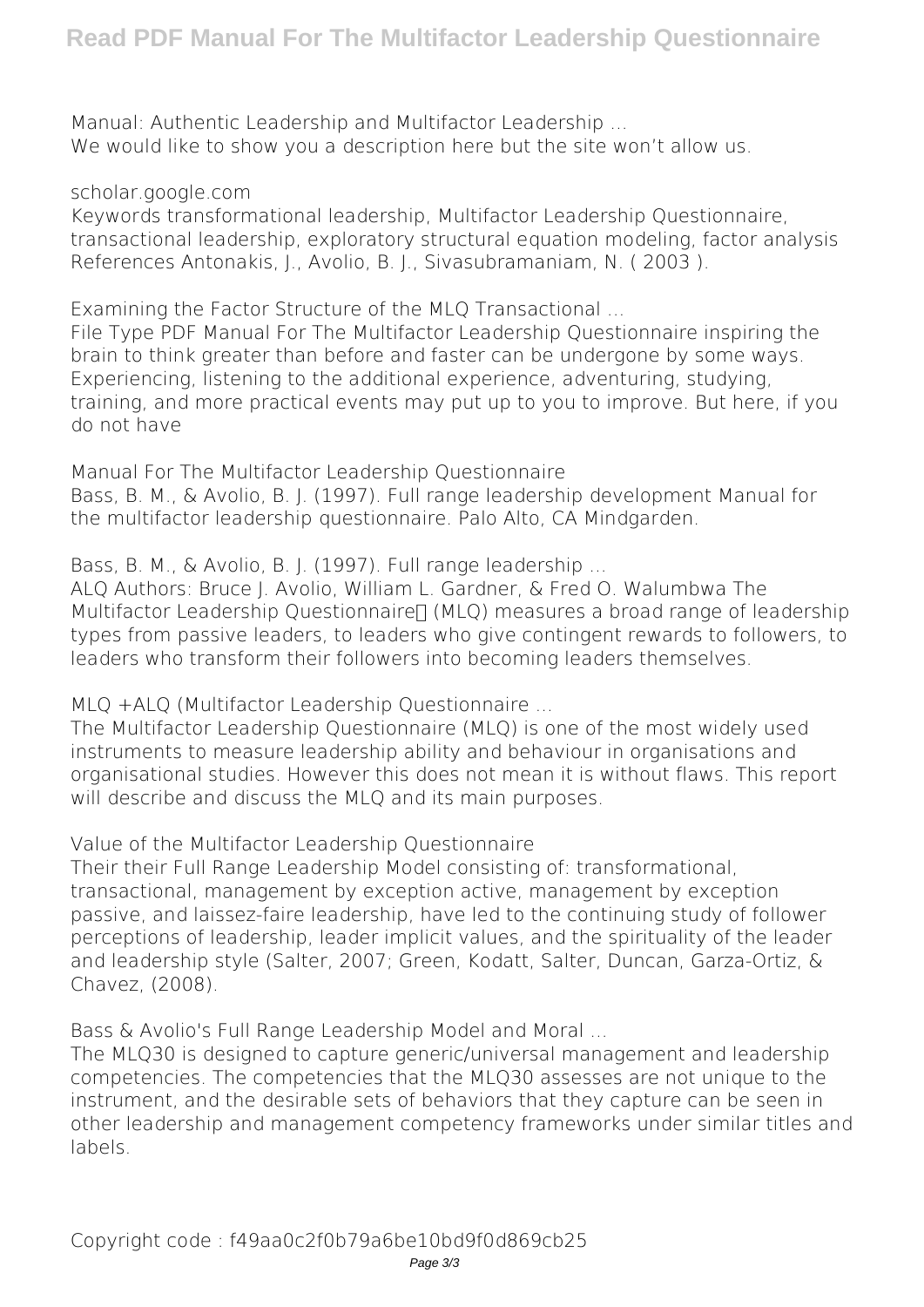Manual: Authentic Leadership and Multifactor Leadership ...
We would like to show you a description here but the site won't allow us.

scholar.google.com
Keywords transformational leadership, Multifactor Leadership Questionnaire, transactional leadership, exploratory structural equation modeling, factor analysis References Antonakis, J., Avolio, B. J., Sivasubramaniam, N. ( 2003 ).

Examining the Factor Structure of the MLQ Transactional ...
File Type PDF Manual For The Multifactor Leadership Questionnaire inspiring the brain to think greater than before and faster can be undergone by some ways. Experiencing, listening to the additional experience, adventuring, studying, training, and more practical events may put up to you to improve. But here, if you do not have

Manual For The Multifactor Leadership Questionnaire
Bass, B. M., & Avolio, B. J. (1997). Full range leadership development Manual for the multifactor leadership questionnaire. Palo Alto, CA Mindgarden.

Bass, B. M., & Avolio, B. J. (1997). Full range leadership ...
ALQ Authors: Bruce J. Avolio, William L. Gardner, & Fred O. Walumbwa The Multifactor Leadership Questionnaire (MLQ) measures a broad range of leadership types from passive leaders, to leaders who give contingent rewards to followers, to leaders who transform their followers into becoming leaders themselves.

MLQ +ALQ (Multifactor Leadership Questionnaire ...
The Multifactor Leadership Questionnaire (MLQ) is one of the most widely used instruments to measure leadership ability and behaviour in organisations and organisational studies. However this does not mean it is without flaws. This report will describe and discuss the MLQ and its main purposes.

Value of the Multifactor Leadership Questionnaire
Their their Full Range Leadership Model consisting of: transformational, transactional, management by exception active, management by exception passive, and laissez-faire leadership, have led to the continuing study of follower perceptions of leadership, leader implicit values, and the spirituality of the leader and leadership style (Salter, 2007; Green, Kodatt, Salter, Duncan, Garza-Ortiz, & Chavez, (2008).

Bass & Avolio's Full Range Leadership Model and Moral ...
The MLQ30 is designed to capture generic/universal management and leadership competencies. The competencies that the MLQ30 assesses are not unique to the instrument, and the desirable sets of behaviors that they capture can be seen in other leadership and management competency frameworks under similar titles and labels.

Copyright code : f49aa0c2f0b79a6be10bd9f0d869cb25